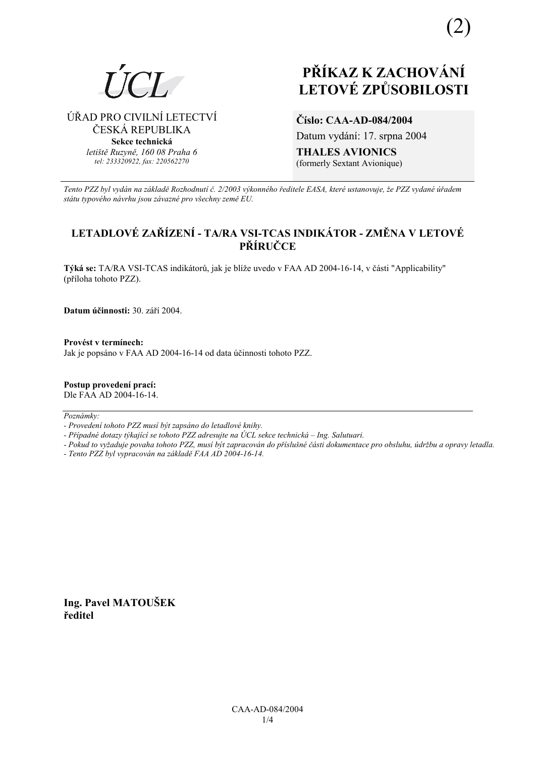(2)

ÚCL

ÚŘAD PRO CIVILNÍ LETECTVÍ
ČESKÁ REPUBLIKA
**Sekce technická**
*letiště Ruzyně, 160 08 Praha 6*
*tel: 233320922, fax: 220562270*

# PŘÍKAZ K ZACHOVÁNÍ LETOVÉ ZPŮSOBILOSTI

**Číslo: CAA-AD-084/2004**
Datum vydání: 17. srpna 2004
**THALES AVIONICS**
(formerly Sextant Avionique)

---

*Tento PZZ byl vydán na základě Rozhodnutí č. 2/2003 výkonného ředitele EASA, které ustanovuje, že PZZ vydané úřadem státu typového návrhu jsou závazné pro všechny země EU.*

## LETADLOVÉ ZAŘÍZENÍ - TA/RA VSI-TCAS INDIKÁTOR - ZMĚNA V LETOVÉ PŘÍRUČCE

**Týká se:** TA/RA VSI-TCAS indikátorů, jak je blíže uvedo v FAA AD 2004-16-14, v části "Applicability" (příloha tohoto PZZ).

**Datum účinnosti:** 30. září 2004.

**Provést v termínech:**
Jak je popsáno v FAA AD 2004-16-14 od data účinnosti tohoto PZZ.

**Postup provedení prací:**
Dle FAA AD 2004-16-14.

---

*Poznámky:*
*- Provedení tohoto PZZ musí být zapsáno do letadlové knihy.*
*- Případné dotazy týkající se tohoto PZZ adresujte na ÚCL sekce technická – Ing. Salutuari.*
*- Pokud to vyžaduje povaha tohoto PZZ, musí být zapracován do příslušné části dokumentace pro obsluhu, údržbu a opravy letadla.*
*- Tento PZZ byl vypracován na základě FAA AD 2004-16-14.*

**Ing. Pavel MATOUŠEK**
**ředitel**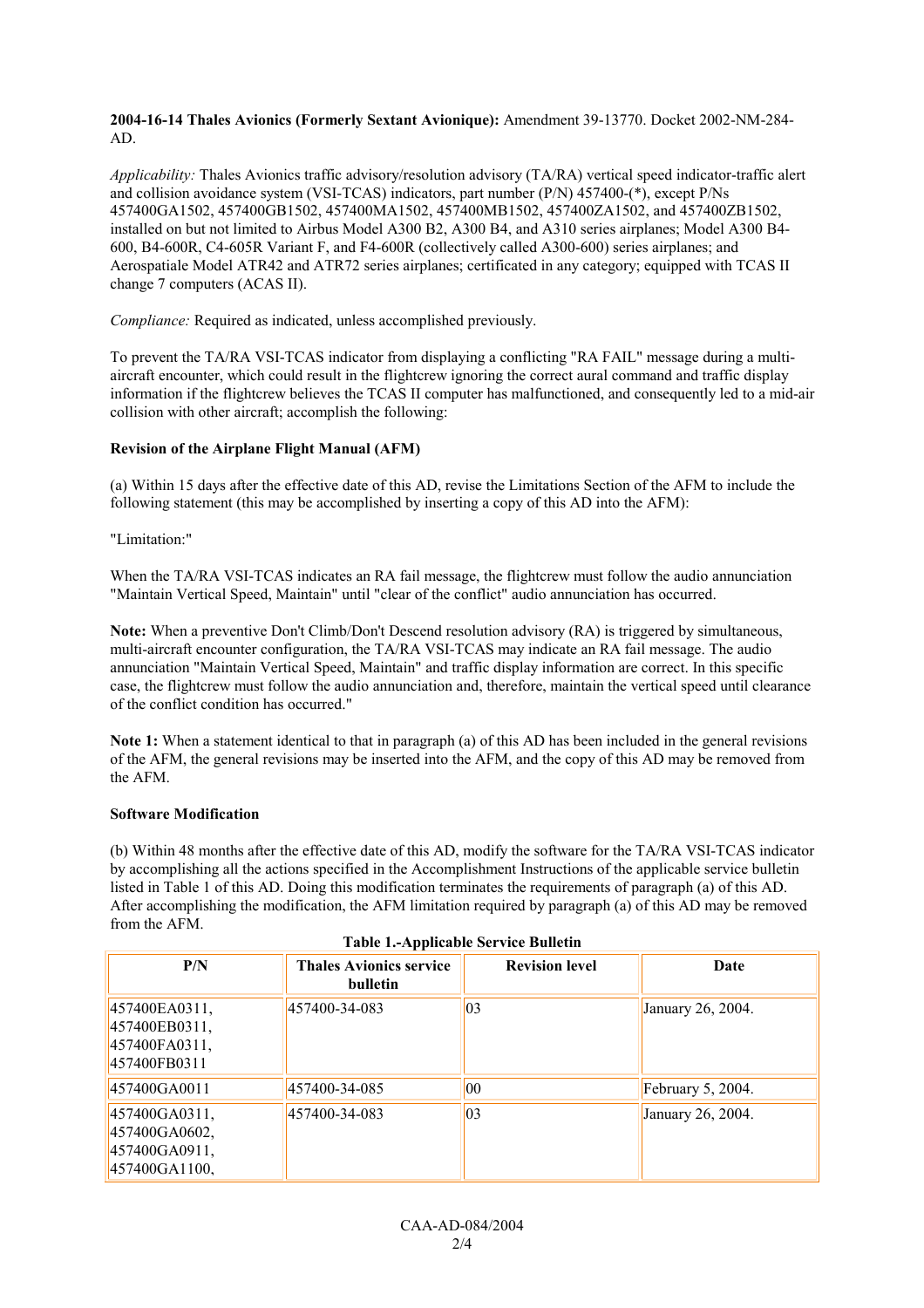**2004-16-14 Thales Avionics (Formerly Sextant Avionique):** Amendment 39-13770. Docket 2002-NM-284-AD.

*Applicability:* Thales Avionics traffic advisory/resolution advisory (TA/RA) vertical speed indicator-traffic alert and collision avoidance system (VSI-TCAS) indicators, part number (P/N) 457400-(*), except P/Ns 457400GA1502, 457400GB1502, 457400MA1502, 457400MB1502, 457400ZA1502, and 457400ZB1502, installed on but not limited to Airbus Model A300 B2, A300 B4, and A310 series airplanes; Model A300 B4-600, B4-600R, C4-605R Variant F, and F4-600R (collectively called A300-600) series airplanes; and Aerospatiale Model ATR42 and ATR72 series airplanes; certificated in any category; equipped with TCAS II change 7 computers (ACAS II).

*Compliance:* Required as indicated, unless accomplished previously.

To prevent the TA/RA VSI-TCAS indicator from displaying a conflicting "RA FAIL" message during a multi-aircraft encounter, which could result in the flightcrew ignoring the correct aural command and traffic display information if the flightcrew believes the TCAS II computer has malfunctioned, and consequently led to a mid-air collision with other aircraft; accomplish the following:

**Revision of the Airplane Flight Manual (AFM)**

(a) Within 15 days after the effective date of this AD, revise the Limitations Section of the AFM to include the following statement (this may be accomplished by inserting a copy of this AD into the AFM):

"Limitation:"

When the TA/RA VSI-TCAS indicates an RA fail message, the flightcrew must follow the audio annunciation "Maintain Vertical Speed, Maintain" until "clear of the conflict" audio annunciation has occurred.

**Note:** When a preventive Don't Climb/Don't Descend resolution advisory (RA) is triggered by simultaneous, multi-aircraft encounter configuration, the TA/RA VSI-TCAS may indicate an RA fail message. The audio annunciation "Maintain Vertical Speed, Maintain" and traffic display information are correct. In this specific case, the flightcrew must follow the audio annunciation and, therefore, maintain the vertical speed until clearance of the conflict condition has occurred."

**Note 1:** When a statement identical to that in paragraph (a) of this AD has been included in the general revisions of the AFM, the general revisions may be inserted into the AFM, and the copy of this AD may be removed from the AFM.

**Software Modification**

(b) Within 48 months after the effective date of this AD, modify the software for the TA/RA VSI-TCAS indicator by accomplishing all the actions specified in the Accomplishment Instructions of the applicable service bulletin listed in Table 1 of this AD. Doing this modification terminates the requirements of paragraph (a) of this AD. After accomplishing the modification, the AFM limitation required by paragraph (a) of this AD may be removed from the AFM.

**Table 1.-Applicable Service Bulletin**

| P/N | Thales Avionics service bulletin | Revision level | Date |
|---|---|---|---|
| 457400EA0311, 457400EB0311, 457400FA0311, 457400FB0311 | 457400-34-083 | 03 | January 26, 2004. |
| 457400GA0011 | 457400-34-085 | 00 | February 5, 2004. |
| 457400GA0311, 457400GA0602, 457400GA0911, 457400GA1100, | 457400-34-083 | 03 | January 26, 2004. |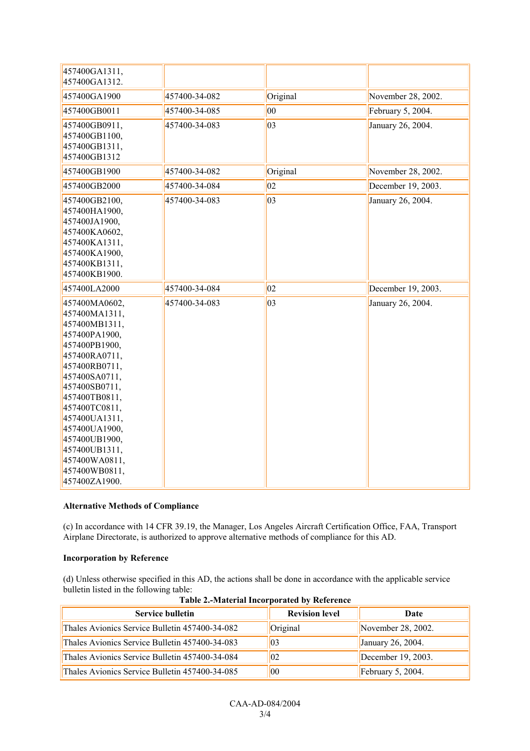| | | | |
|---|---|---|---|
| 457400GA1311, 457400GA1312. | | | |
| 457400GA1900 | 457400-34-082 | Original | November 28, 2002. |
| 457400GB0011 | 457400-34-085 | 00 | February 5, 2004. |
| 457400GB0911, 457400GB1100, 457400GB1311, 457400GB1312 | 457400-34-083 | 03 | January 26, 2004. |
| 457400GB1900 | 457400-34-082 | Original | November 28, 2002. |
| 457400GB2000 | 457400-34-084 | 02 | December 19, 2003. |
| 457400GB2100, 457400HA1900, 457400JA1900, 457400KA0602, 457400KA1311, 457400KA1900, 457400KB1311, 457400KB1900. | 457400-34-083 | 03 | January 26, 2004. |
| 457400LA2000 | 457400-34-084 | 02 | December 19, 2003. |
| 457400MA0602, 457400MA1311, 457400MB1311, 457400PA1900, 457400PB1900, 457400RA0711, 457400RB0711, 457400SA0711, 457400SB0711, 457400TB0811, 457400TC0811, 457400UA1311, 457400UA1900, 457400UB1900, 457400UB1311, 457400WA0811, 457400WB0811, 457400ZA1900. | 457400-34-083 | 03 | January 26, 2004. |

**Alternative Methods of Compliance**

(c) In accordance with 14 CFR 39.19, the Manager, Los Angeles Aircraft Certification Office, FAA, Transport Airplane Directorate, is authorized to approve alternative methods of compliance for this AD.

**Incorporation by Reference**

(d) Unless otherwise specified in this AD, the actions shall be done in accordance with the applicable service bulletin listed in the following table:

**Table 2.-Material Incorporated by Reference**

| Service bulletin | Revision level | Date |
|---|---|---|
| Thales Avionics Service Bulletin 457400-34-082 | Original | November 28, 2002. |
| Thales Avionics Service Bulletin 457400-34-083 | 03 | January 26, 2004. |
| Thales Avionics Service Bulletin 457400-34-084 | 02 | December 19, 2003. |
| Thales Avionics Service Bulletin 457400-34-085 | 00 | February 5, 2004. |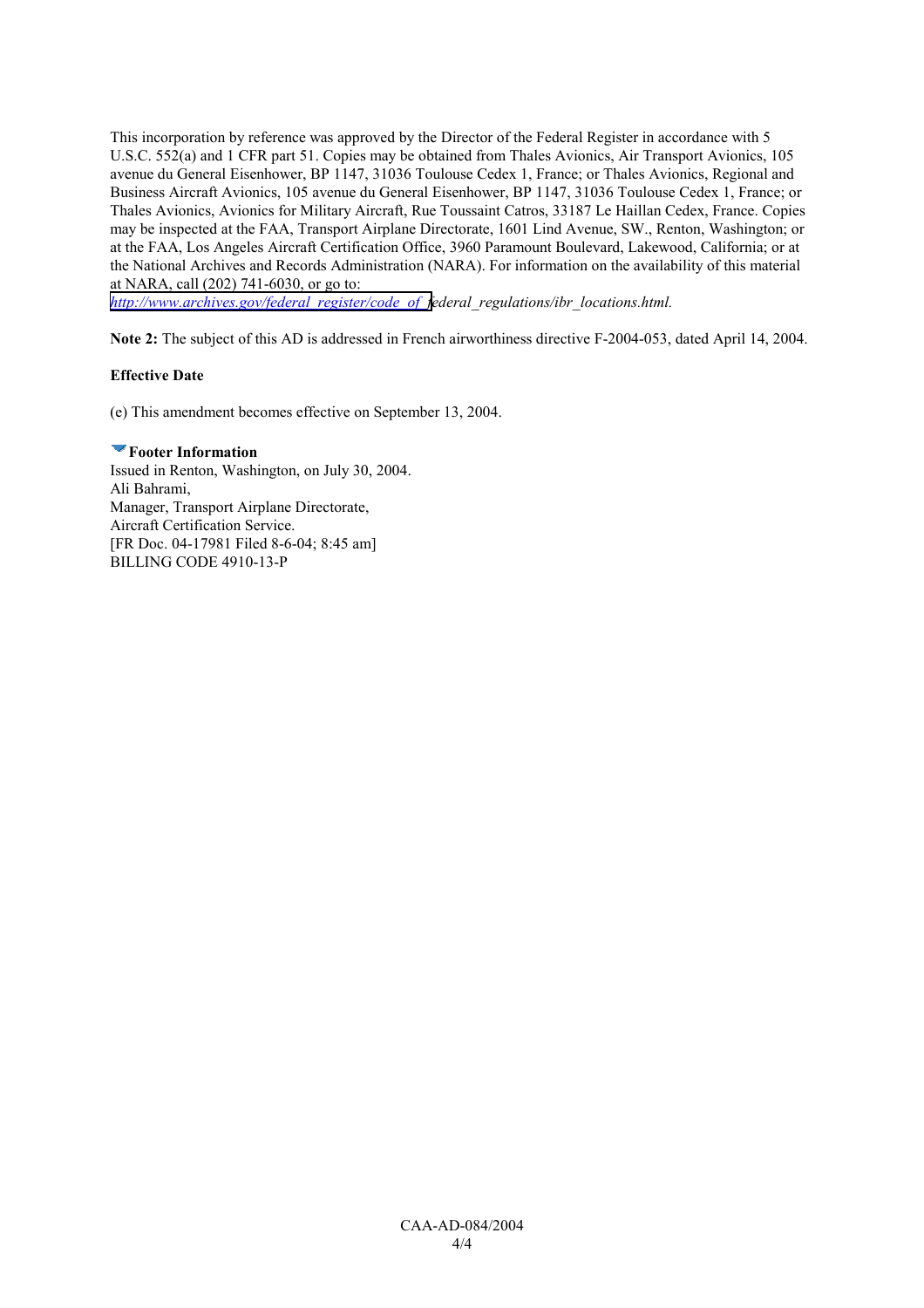This incorporation by reference was approved by the Director of the Federal Register in accordance with 5 U.S.C. 552(a) and 1 CFR part 51. Copies may be obtained from Thales Avionics, Air Transport Avionics, 105 avenue du General Eisenhower, BP 1147, 31036 Toulouse Cedex 1, France; or Thales Avionics, Regional and Business Aircraft Avionics, 105 avenue du General Eisenhower, BP 1147, 31036 Toulouse Cedex 1, France; or Thales Avionics, Avionics for Military Aircraft, Rue Toussaint Catros, 33187 Le Haillan Cedex, France. Copies may be inspected at the FAA, Transport Airplane Directorate, 1601 Lind Avenue, SW., Renton, Washington; or at the FAA, Los Angeles Aircraft Certification Office, 3960 Paramount Boulevard, Lakewood, California; or at the National Archives and Records Administration (NARA). For information on the availability of this material at NARA, call (202) 741-6030, or go to: *http://www.archives.gov/federal_register/code_of_federal_regulations/ibr_locations.html.*

**Note 2:** The subject of this AD is addressed in French airworthiness directive F-2004-053, dated April 14, 2004.

**Effective Date**

(e) This amendment becomes effective on September 13, 2004.

**Footer Information**

Issued in Renton, Washington, on July 30, 2004.
Ali Bahrami,
Manager, Transport Airplane Directorate,
Aircraft Certification Service.
[FR Doc. 04-17981 Filed 8-6-04; 8:45 am]
BILLING CODE 4910-13-P

CAA-AD-084/2004